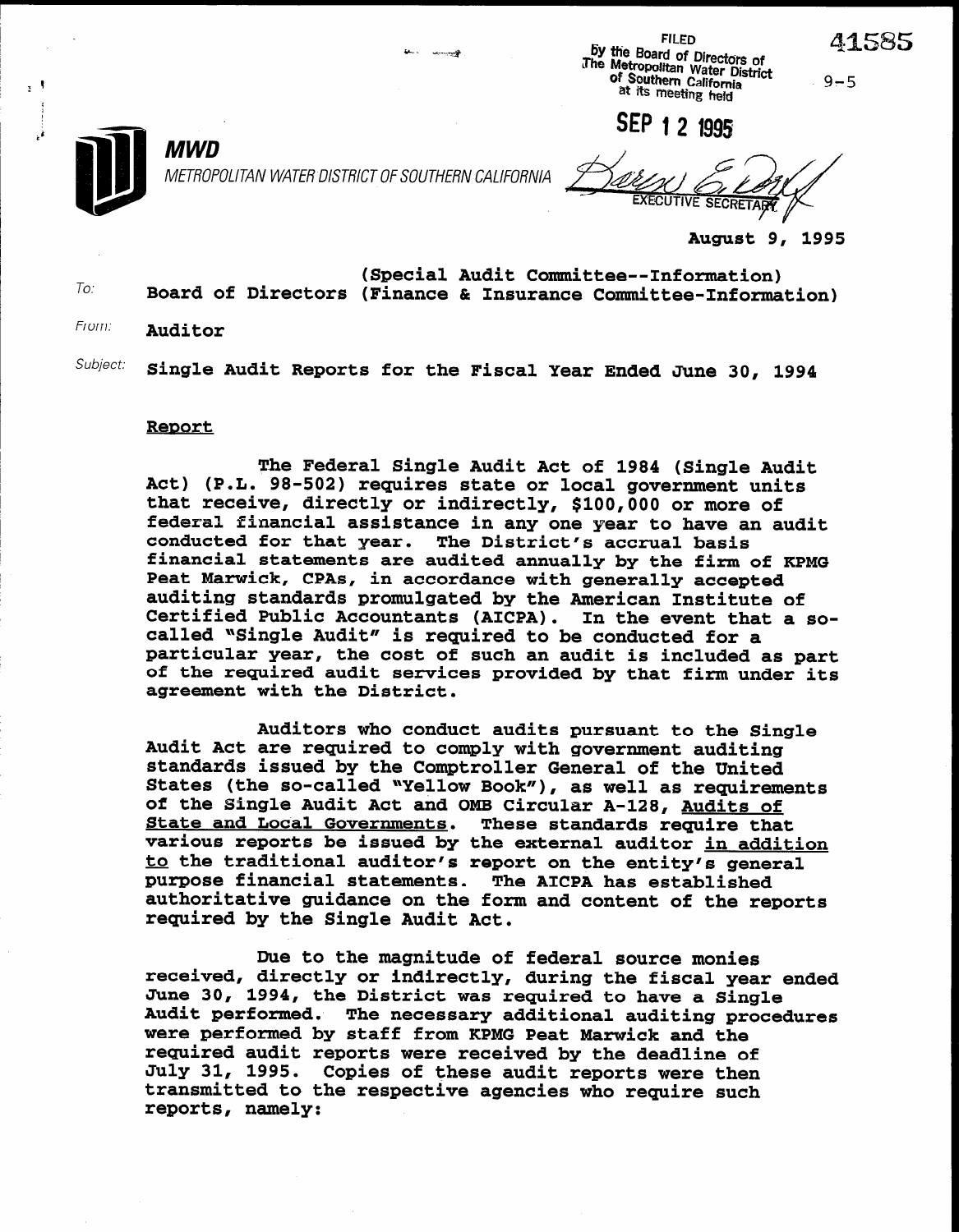FILED
By the Board of Directors of
The Metropolitan Water District
of Southern California
at its meeting held

SEP 12 1995

EXECUTIVE SECRETARY

41585

9-5

**MWD**

*METROPOLITAN WATER DISTRICT OF SOUTHERN CALIFORNIA*

**August 9, 1995**

To: **(Special Audit Committee--Information)**
**Board of Directors (Finance & Insurance Committee-Information)**

From: **Auditor**

Subject: **Single Audit Reports for the Fiscal Year Ended June 30, 1994**

## Report

The Federal Single Audit Act of 1984 (Single Audit Act) (P.L. 98-502) requires state or local government units that receive, directly or indirectly, $100,000 or more of federal financial assistance in any one year to have an audit conducted for that year. The District's accrual basis financial statements are audited annually by the firm of KPMG Peat Marwick, CPAs, in accordance with generally accepted auditing standards promulgated by the American Institute of Certified Public Accountants (AICPA). In the event that a so-called "Single Audit" is required to be conducted for a particular year, the cost of such an audit is included as part of the required audit services provided by that firm under its agreement with the District.

Auditors who conduct audits pursuant to the Single Audit Act are required to comply with government auditing standards issued by the Comptroller General of the United States (the so-called "Yellow Book"), as well as requirements of the Single Audit Act and OMB Circular A-128, Audits of State and Local Governments. These standards require that various reports be issued by the external auditor in addition to the traditional auditor's report on the entity's general purpose financial statements. The AICPA has established authoritative guidance on the form and content of the reports required by the Single Audit Act.

Due to the magnitude of federal source monies received, directly or indirectly, during the fiscal year ended June 30, 1994, the District was required to have a Single Audit performed. The necessary additional auditing procedures were performed by staff from KPMG Peat Marwick and the required audit reports were received by the deadline of July 31, 1995. Copies of these audit reports were then transmitted to the respective agencies who require such reports, namely: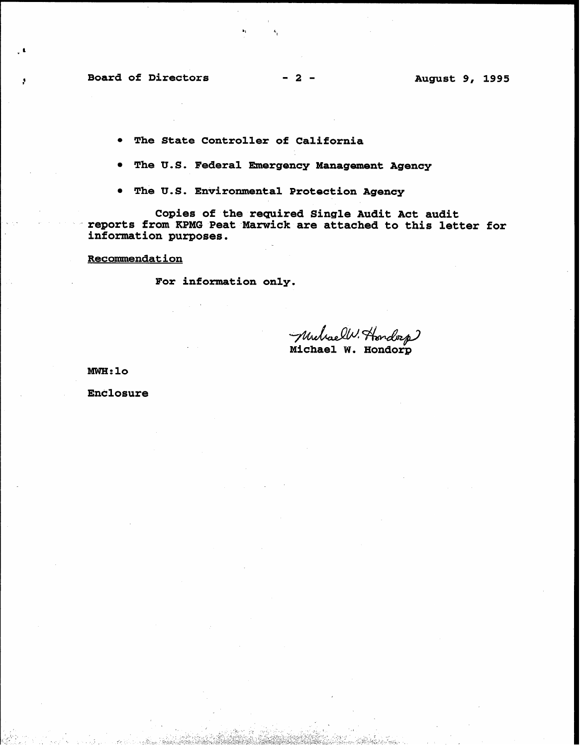- The State Controller of California
- The U.S. Federal Emergency Management Agency
- The U.S. Environmental Protection Agency

Copies of the required Single Audit Act audit reports from KPMG Peat Marwick are attached to this letter for information purposes.

Recommendation

For information only.

Michael W. Hondorp

MWH:lo

Enclosure